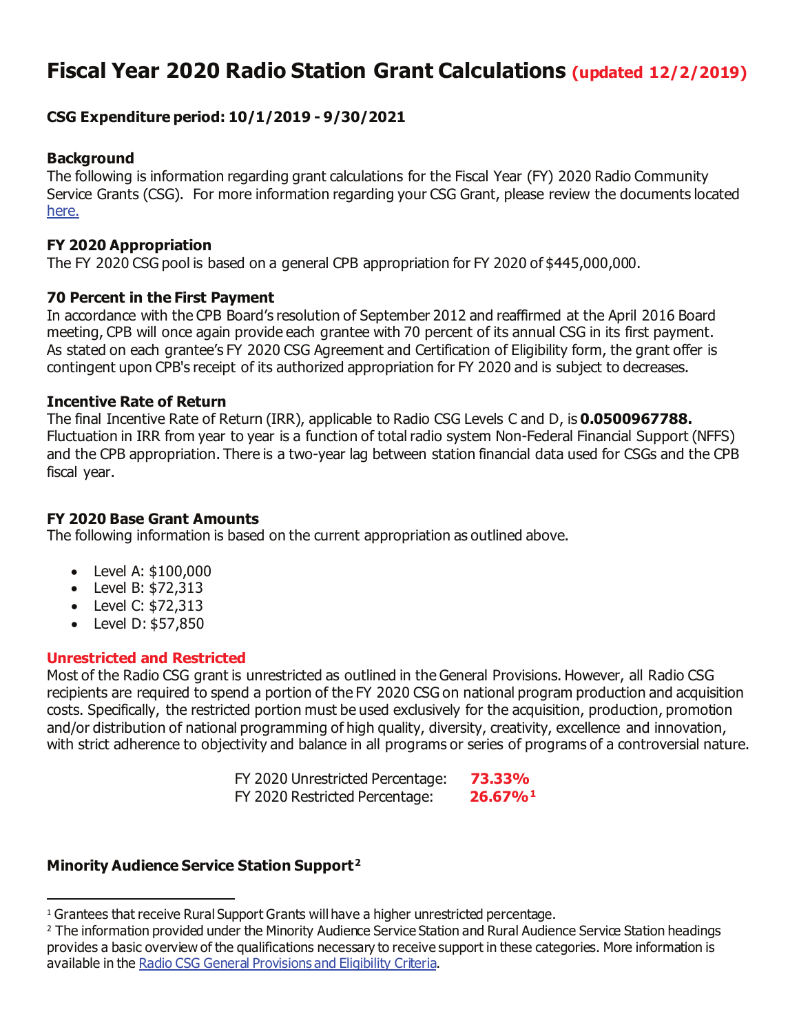# Fiscal Year 2020 Radio Station Grant Calculations (updated 12/2/2019)

**CSG Expenditure period: 10/1/2019 - 9/30/2021**

## Background

The following is information regarding grant calculations for the Fiscal Year (FY) 2020 Radio Community Service Grants (CSG). For more information regarding your CSG Grant, please review the documents located here.

## FY 2020 Appropriation

The FY 2020 CSG pool is based on a general CPB appropriation for FY 2020 of $445,000,000.

## 70 Percent in the First Payment

In accordance with the CPB Board's resolution of September 2012 and reaffirmed at the April 2016 Board meeting, CPB will once again provide each grantee with 70 percent of its annual CSG in its first payment. As stated on each grantee's FY 2020 CSG Agreement and Certification of Eligibility form, the grant offer is contingent upon CPB's receipt of its authorized appropriation for FY 2020 and is subject to decreases.

## Incentive Rate of Return

The final Incentive Rate of Return (IRR), applicable to Radio CSG Levels C and D, is **0.0500967788.** Fluctuation in IRR from year to year is a function of total radio system Non-Federal Financial Support (NFFS) and the CPB appropriation. There is a two-year lag between station financial data used for CSGs and the CPB fiscal year.

## FY 2020 Base Grant Amounts

The following information is based on the current appropriation as outlined above.

- Level A: $100,000
- Level B: $72,313
- Level C: $72,313
- Level D: $57,850

## Unrestricted and Restricted

Most of the Radio CSG grant is unrestricted as outlined in the General Provisions. However, all Radio CSG recipients are required to spend a portion of the FY 2020 CSG on national program production and acquisition costs. Specifically, the restricted portion must be used exclusively for the acquisition, production, promotion and/or distribution of national programming of high quality, diversity, creativity, excellence and innovation, with strict adherence to objectivity and balance in all programs or series of programs of a controversial nature.

FY 2020 Unrestricted Percentage: **73.33%**
FY 2020 Restricted Percentage: **26.67%**[1]

## Minority Audience Service Station Support[2]

---

[1] Grantees that receive Rural Support Grants will have a higher unrestricted percentage.

[2] The information provided under the Minority Audience Service Station and Rural Audience Service Station headings provides a basic overview of the qualifications necessary to receive support in these categories. More information is available in the Radio CSG General Provisions and Eligibility Criteria.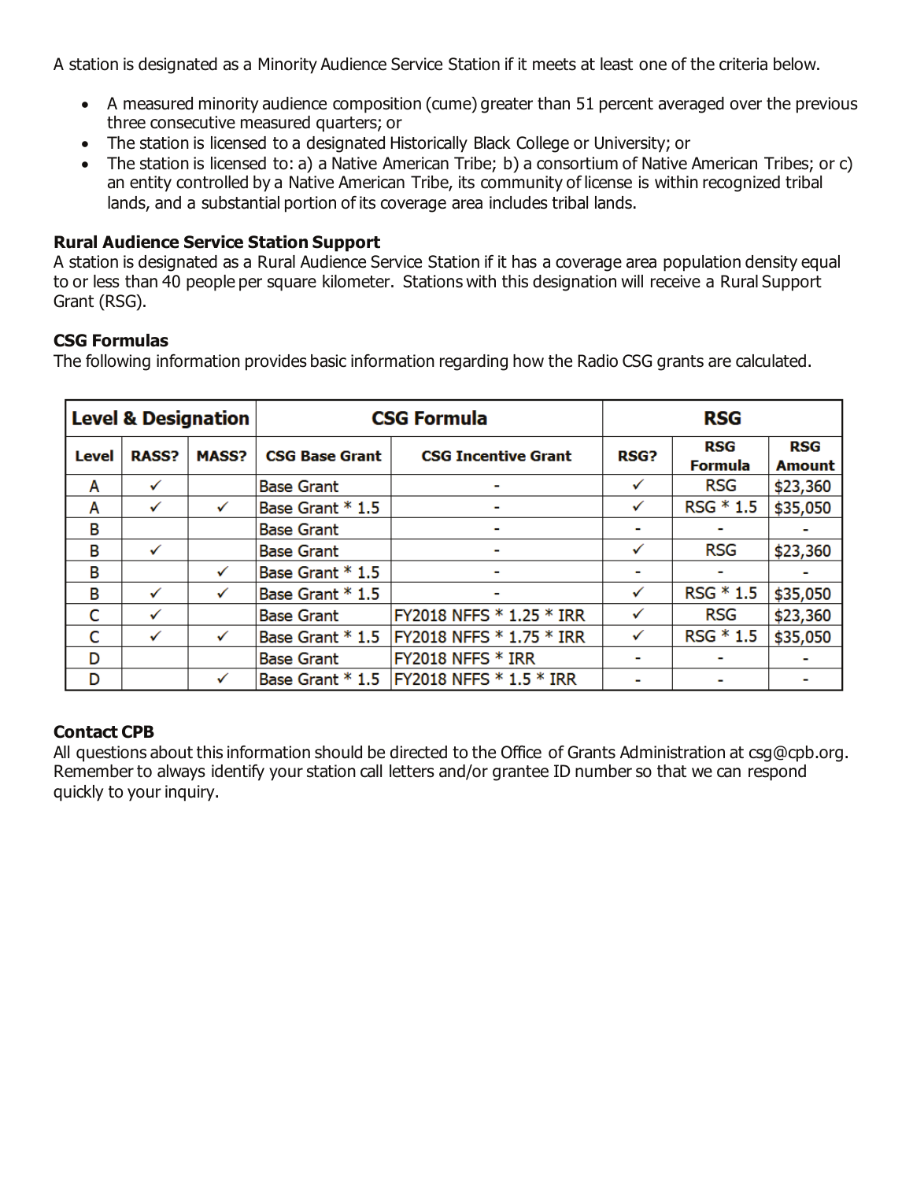A station is designated as a Minority Audience Service Station if it meets at least one of the criteria below.

- A measured minority audience composition (cume) greater than 51 percent averaged over the previous three consecutive measured quarters; or
- The station is licensed to a designated Historically Black College or University; or
- The station is licensed to: a) a Native American Tribe; b) a consortium of Native American Tribes; or c) an entity controlled by a Native American Tribe, its community of license is within recognized tribal lands, and a substantial portion of its coverage area includes tribal lands.

**Rural Audience Service Station Support**

A station is designated as a Rural Audience Service Station if it has a coverage area population density equal to or less than 40 people per square kilometer. Stations with this designation will receive a Rural Support Grant (RSG).

**CSG Formulas**

The following information provides basic information regarding how the Radio CSG grants are calculated.

| Level & Designation | | | CSG Formula | | RSG | | |
|---|---|---|---|---|---|---|---|
| Level | RASS? | MASS? | CSG Base Grant | CSG Incentive Grant | RSG? | RSG Formula | RSG Amount |
| A | ✓ | | Base Grant | - | ✓ | RSG | $23,360 |
| A | ✓ | ✓ | Base Grant * 1.5 | - | ✓ | RSG * 1.5 | $35,050 |
| B | | | Base Grant | - | - | - | - |
| B | ✓ | | Base Grant | - | ✓ | RSG | $23,360 |
| B | | ✓ | Base Grant * 1.5 | - | - | - | - |
| B | ✓ | ✓ | Base Grant * 1.5 | - | ✓ | RSG * 1.5 | $35,050 |
| C | ✓ | | Base Grant | FY2018 NFFS * 1.25 * IRR | ✓ | RSG | $23,360 |
| C | ✓ | ✓ | Base Grant * 1.5 | FY2018 NFFS * 1.75 * IRR | ✓ | RSG * 1.5 | $35,050 |
| D | | | Base Grant | FY2018 NFFS * IRR | - | - | - |
| D | | ✓ | Base Grant * 1.5 | FY2018 NFFS * 1.5 * IRR | - | - | - |

**Contact CPB**

All questions about this information should be directed to the Office of Grants Administration at csg@cpb.org. Remember to always identify your station call letters and/or grantee ID number so that we can respond quickly to your inquiry.